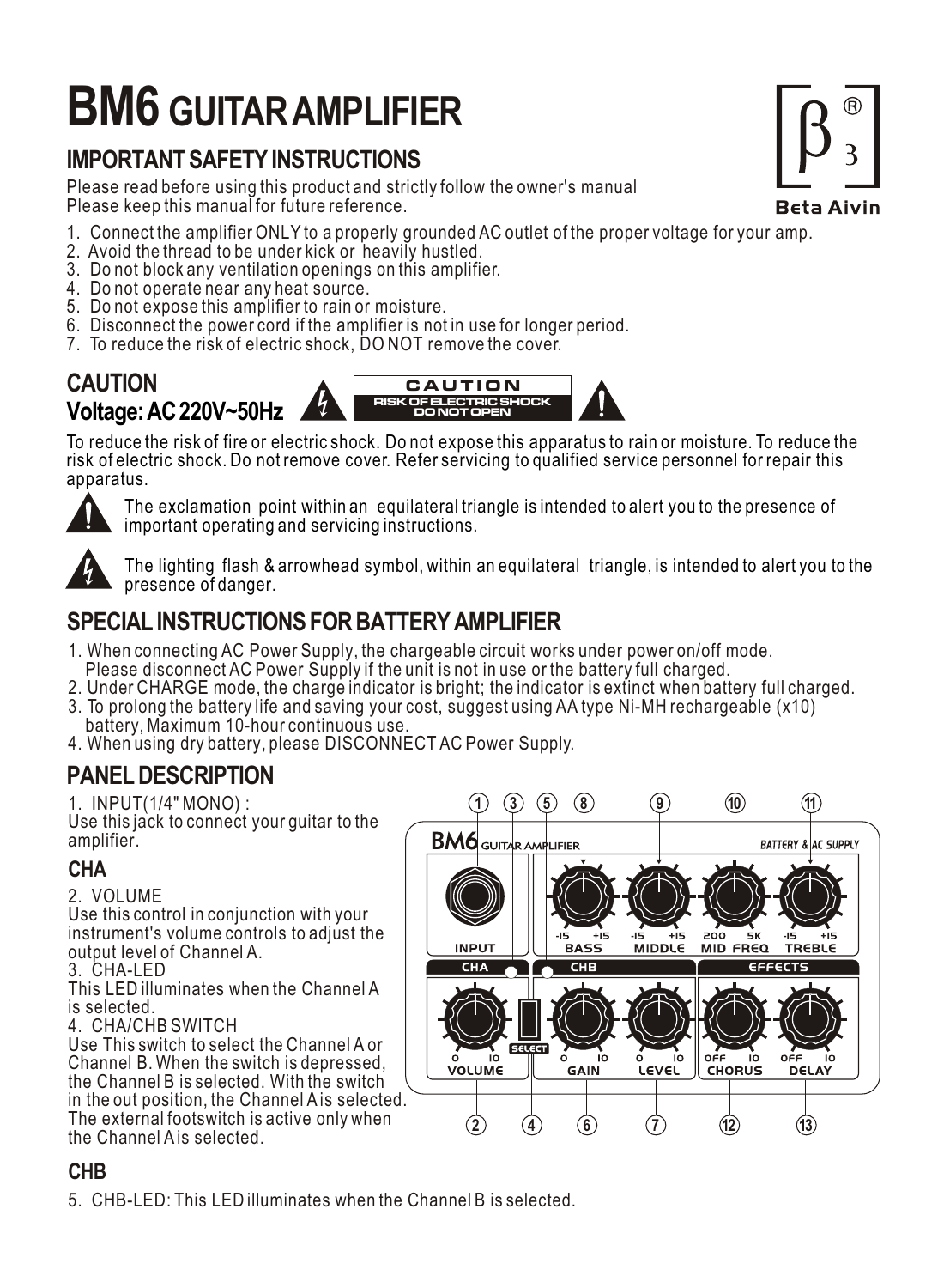# BM6 GUITAR AMPLIFIER

## IMPORTANT SAFETY INSTRUCTIONS

Please read before using this product and strictly follow the owner's manual
Please keep this manual for future reference.

1. Connect the amplifier ONLY to a properly grounded AC outlet of the proper voltage for your amp.
2. Avoid the thread to be under kick or heavily hustled.
3. Do not block any ventilation openings on this amplifier.
4. Do not operate near any heat source.
5. Do not expose this amplifier to rain or moisture.
6. Disconnect the power cord if the amplifier is not in use for longer period.
7. To reduce the risk of electric shock, DO NOT remove the cover.

## CAUTION
## Voltage: AC 220V~50Hz

**CAUTION**
**RISK OF ELECTRIC SHOCK DO NOT OPEN**

To reduce the risk of fire or electric shock. Do not expose this apparatus to rain or moisture. To reduce the risk of electric shock. Do not remove cover. Refer servicing to qualified service personnel for repair this apparatus.

The exclamation point within an equilateral triangle is intended to alert you to the presence of important operating and servicing instructions.

The lighting flash & arrowhead symbol, within an equilateral triangle, is intended to alert you to the presence of danger.

## SPECIAL INSTRUCTIONS FOR BATTERY AMPLIFIER

1. When connecting AC Power Supply, the chargeable circuit works under power on/off mode. Please disconnect AC Power Supply if the unit is not in use or the battery full charged.
2. Under CHARGE mode, the charge indicator is bright; the indicator is extinct when battery full charged.
3. To prolong the battery life and saving your cost, suggest using AA type Ni-MH rechargeable (x10) battery, Maximum 10-hour continuous use.
4. When using dry battery, please DISCONNECT AC Power Supply.

## PANEL DESCRIPTION

BM6 GUITAR AMPLIFIER — BATTERY & AC SUPPLY

INPUT (1) | BASS -15 +15 (8) | MIDDLE -15 +15 (9) | MID FREQ 200 5K (10) | TREBLE -15 +15 (11)

CHA (3) | CHB (5) | EFFECTS

VOLUME 0 10 (2) | SELECT (4) | GAIN 0 10 (6) | LEVEL 0 10 (7) | CHORUS OFF 10 (12) | DELAY OFF 10 (13)

1. INPUT(1/4" MONO) :
Use this jack to connect your guitar to the amplifier.

### CHA

2. VOLUME
Use this control in conjunction with your instrument's volume controls to adjust the output level of Channel A.

3. CHA-LED
This LED illuminates when the Channel A is selected.

4. CHA/CHB SWITCH
Use This switch to select the Channel A or Channel B. When the switch is depressed, the Channel B is selected. With the switch in the out position, the Channel A is selected. The external footswitch is active only when the Channel A is selected.

### CHB

5. CHB-LED: This LED illuminates when the Channel B is selected.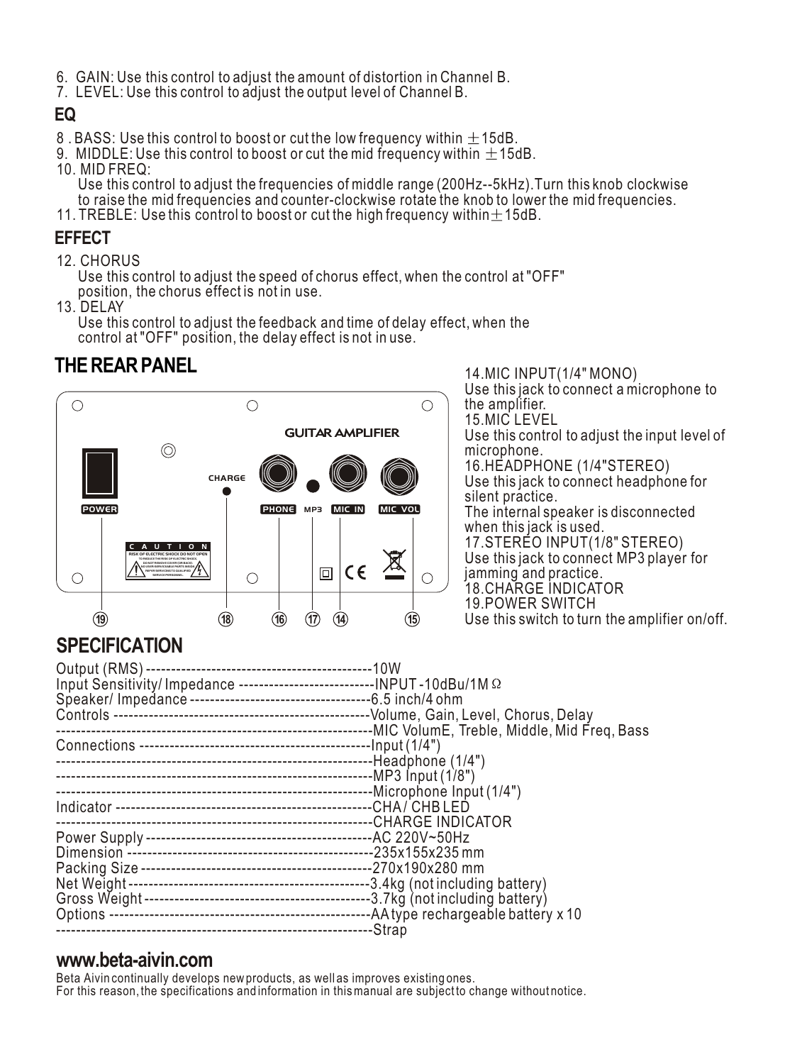6. GAIN: Use this control to adjust the amount of distortion in Channel B.
7. LEVEL: Use this control to adjust the output level of Channel B.

## EQ

8 . BASS: Use this control to boost or cut the low frequency within ±15dB.
9. MIDDLE: Use this control to boost or cut the mid frequency within ±15dB.
10. MID FREQ:
Use this control to adjust the frequencies of middle range (200Hz--5kHz).Turn this knob clockwise to raise the mid frequencies and counter-clockwise rotate the knob to lower the mid frequencies.
11. TREBLE: Use this control to boost or cut the high frequency within±15dB.

## EFFECT

12. CHORUS
Use this control to adjust the speed of chorus effect, when the control at "OFF" position, the chorus effect is not in use.
13. DELAY
Use this control to adjust the feedback and time of delay effect, when the control at "OFF" position, the delay effect is not in use.

## THE REAR PANEL

GUITAR AMPLIFIER

POWER CHARGE PHONE MP3 MIC IN MIC VOL

CAUTION
RISK OF ELECTRIC SHOCK DO NOT OPEN

19 18 16 17 14 15

14.MIC INPUT(1/4" MONO)
Use this jack to connect a microphone to the amplifier.
15.MIC LEVEL
Use this control to adjust the input level of microphone.
16.HEADPHONE (1/4"STEREO)
Use this jack to connect headphone for silent practice.
The internal speaker is disconnected when this jack is used.
17.STEREO INPUT(1/8" STEREO)
Use this jack to connect MP3 player for jamming and practice.
18.CHARGE INDICATOR
19.POWER SWITCH
Use this switch to turn the amplifier on/off.

## SPECIFICATION

| | |
|---|---|
| Output (RMS) | 10W |
| Input Sensitivity/ Impedance | INPUT -10dBu/1M Ω |
| Speaker/ Impedance | 6.5 inch/4 ohm |
| Controls | Volume, Gain, Level, Chorus, Delay |
| | MIC VolumE, Treble, Middle, Mid Freq, Bass |
| Connections | Input (1/4") |
| | Headphone (1/4") |
| | MP3 Input (1/8") |
| | Microphone Input (1/4") |
| Indicator | CHA / CHB LED |
| | CHARGE INDICATOR |
| Power Supply | AC 220V~50Hz |
| Dimension | 235x155x235 mm |
| Packing Size | 270x190x280 mm |
| Net Weight | 3.4kg (not including battery) |
| Gross Weight | 3.7kg (not including battery) |
| Options | AA type rechargeable battery x 10 |
| | Strap |

## www.beta-aivin.com

Beta Aivin continually develops new products, as well as improves existing ones.
For this reason, the specifications and information in this manual are subject to change without notice.